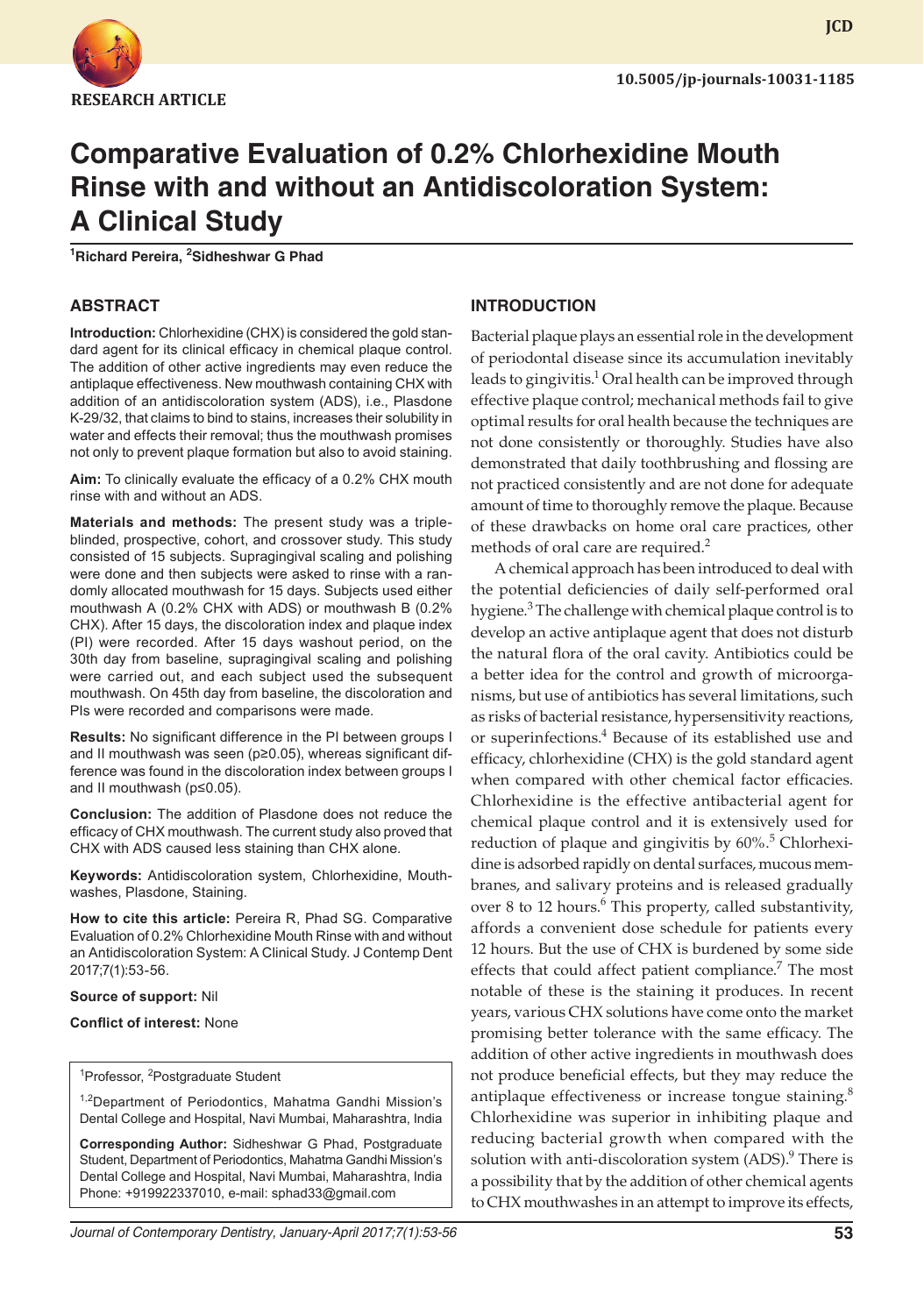RESEARCH ARTICLE

10.5005/jp-journals-10031-1185

# Comparative Evaluation of 0.2% Chlorhexidine Mouth Rinse with and without an Antidiscoloration System: A Clinical Study

[1]Richard Pereira, [2]Sidheshwar G Phad

## ABSTRACT

**Introduction:** Chlorhexidine (CHX) is considered the gold standard agent for its clinical efficacy in chemical plaque control. The addition of other active ingredients may even reduce the antiplaque effectiveness. New mouthwash containing CHX with addition of an antidiscoloration system (ADS), i.e., Plasdone K-29/32, that claims to bind to stains, increases their solubility in water and effects their removal; thus the mouthwash promises not only to prevent plaque formation but also to avoid staining.

**Aim:** To clinically evaluate the efficacy of a 0.2% CHX mouth rinse with and without an ADS.

**Materials and methods:** The present study was a triple-blinded, prospective, cohort, and crossover study. This study consisted of 15 subjects. Supragingival scaling and polishing were done and then subjects were asked to rinse with a randomly allocated mouthwash for 15 days. Subjects used either mouthwash A (0.2% CHX with ADS) or mouthwash B (0.2% CHX). After 15 days, the discoloration index and plaque index (PI) were recorded. After 15 days washout period, on the 30th day from baseline, supragingival scaling and polishing were carried out, and each subject used the subsequent mouthwash. On 45th day from baseline, the discoloration and PIs were recorded and comparisons were made.

**Results:** No significant difference in the PI between groups I and II mouthwash was seen ($p \geq 0.05$), whereas significant difference was found in the discoloration index between groups I and II mouthwash ($p \leq 0.05$).

**Conclusion:** The addition of Plasdone does not reduce the efficacy of CHX mouthwash. The current study also proved that CHX with ADS caused less staining than CHX alone.

**Keywords:** Antidiscoloration system, Chlorhexidine, Mouthwashes, Plasdone, Staining.

**How to cite this article:** Pereira R, Phad SG. Comparative Evaluation of 0.2% Chlorhexidine Mouth Rinse with and without an Antidiscoloration System: A Clinical Study. J Contemp Dent 2017;7(1):53-56.

**Source of support:** Nil

**Conflict of interest:** None

[1]Professor, [2]Postgraduate Student

[1,2]Department of Periodontics, Mahatma Gandhi Mission's Dental College and Hospital, Navi Mumbai, Maharashtra, India

**Corresponding Author:** Sidheshwar G Phad, Postgraduate Student, Department of Periodontics, Mahatma Gandhi Mission's Dental College and Hospital, Navi Mumbai, Maharashtra, India Phone: +919922337010, e-mail: sphad33@gmail.com

## INTRODUCTION

Bacterial plaque plays an essential role in the development of periodontal disease since its accumulation inevitably leads to gingivitis.[1] Oral health can be improved through effective plaque control; mechanical methods fail to give optimal results for oral health because the techniques are not done consistently or thoroughly. Studies have also demonstrated that daily toothbrushing and flossing are not practiced consistently and are not done for adequate amount of time to thoroughly remove the plaque. Because of these drawbacks on home oral care practices, other methods of oral care are required.[2]

A chemical approach has been introduced to deal with the potential deficiencies of daily self-performed oral hygiene.[3] The challenge with chemical plaque control is to develop an active antiplaque agent that does not disturb the natural flora of the oral cavity. Antibiotics could be a better idea for the control and growth of microorganisms, but use of antibiotics has several limitations, such as risks of bacterial resistance, hypersensitivity reactions, or superinfections.[4] Because of its established use and efficacy, chlorhexidine (CHX) is the gold standard agent when compared with other chemical factor efficacies. Chlorhexidine is the effective antibacterial agent for chemical plaque control and it is extensively used for reduction of plaque and gingivitis by 60%.[5] Chlorhexidine is adsorbed rapidly on dental surfaces, mucous membranes, and salivary proteins and is released gradually over 8 to 12 hours.[6] This property, called substantivity, affords a convenient dose schedule for patients every 12 hours. But the use of CHX is burdened by some side effects that could affect patient compliance.[7] The most notable of these is the staining it produces. In recent years, various CHX solutions have come onto the market promising better tolerance with the same efficacy. The addition of other active ingredients in mouthwash does not produce beneficial effects, but they may reduce the antiplaque effectiveness or increase tongue staining.[8] Chlorhexidine was superior in inhibiting plaque and reducing bacterial growth when compared with the solution with anti-discoloration system (ADS).[9] There is a possibility that by the addition of other chemical agents to CHX mouthwashes in an attempt to improve its effects,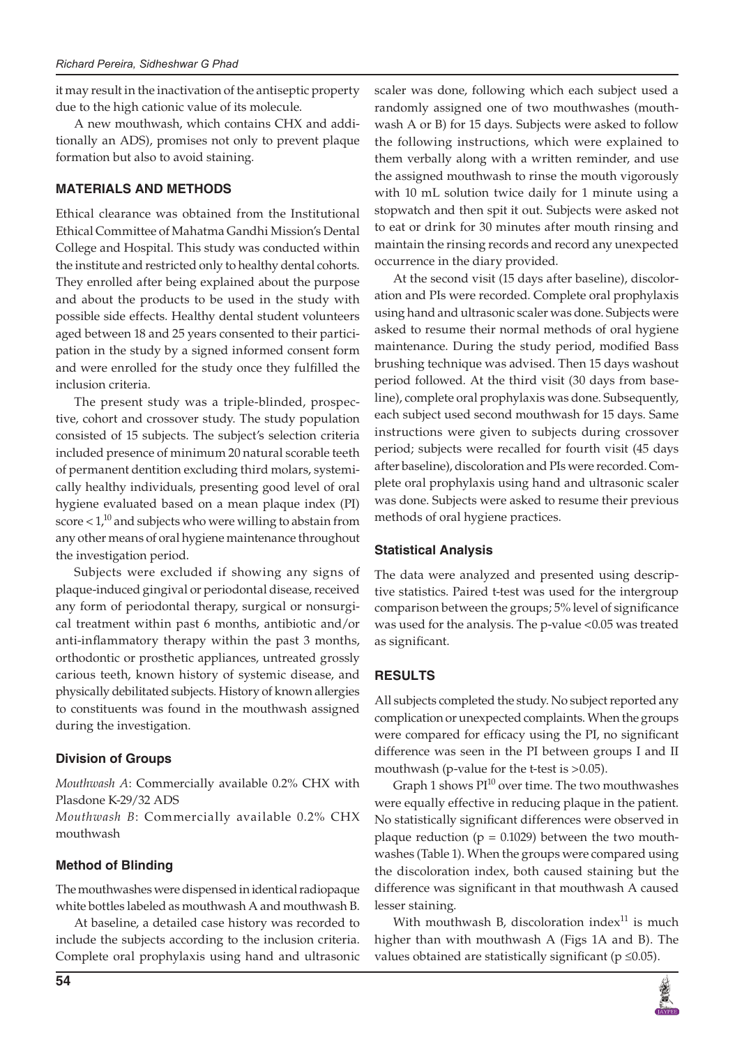it may result in the inactivation of the antiseptic property due to the high cationic value of its molecule.

A new mouthwash, which contains CHX and additionally an ADS), promises not only to prevent plaque formation but also to avoid staining.

## MATERIALS AND METHODS

Ethical clearance was obtained from the Institutional Ethical Committee of Mahatma Gandhi Mission's Dental College and Hospital. This study was conducted within the institute and restricted only to healthy dental cohorts. They enrolled after being explained about the purpose and about the products to be used in the study with possible side effects. Healthy dental student volunteers aged between 18 and 25 years consented to their participation in the study by a signed informed consent form and were enrolled for the study once they fulfilled the inclusion criteria.

The present study was a triple-blinded, prospective, cohort and crossover study. The study population consisted of 15 subjects. The subject's selection criteria included presence of minimum 20 natural scorable teeth of permanent dentition excluding third molars, systemically healthy individuals, presenting good level of oral hygiene evaluated based on a mean plaque index (PI) score < 1,[10] and subjects who were willing to abstain from any other means of oral hygiene maintenance throughout the investigation period.

Subjects were excluded if showing any signs of plaque-induced gingival or periodontal disease, received any form of periodontal therapy, surgical or nonsurgical treatment within past 6 months, antibiotic and/or anti-inflammatory therapy within the past 3 months, orthodontic or prosthetic appliances, untreated grossly carious teeth, known history of systemic disease, and physically debilitated subjects. History of known allergies to constituents was found in the mouthwash assigned during the investigation.

### Division of Groups

*Mouthwash A*: Commercially available 0.2% CHX with Plasdone K-29/32 ADS

*Mouthwash B*: Commercially available 0.2% CHX mouthwash

### Method of Blinding

The mouthwashes were dispensed in identical radiopaque white bottles labeled as mouthwash A and mouthwash B.

At baseline, a detailed case history was recorded to include the subjects according to the inclusion criteria. Complete oral prophylaxis using hand and ultrasonic scaler was done, following which each subject used a randomly assigned one of two mouthwashes (mouthwash A or B) for 15 days. Subjects were asked to follow the following instructions, which were explained to them verbally along with a written reminder, and use the assigned mouthwash to rinse the mouth vigorously with 10 mL solution twice daily for 1 minute using a stopwatch and then spit it out. Subjects were asked not to eat or drink for 30 minutes after mouth rinsing and maintain the rinsing records and record any unexpected occurrence in the diary provided.

At the second visit (15 days after baseline), discoloration and PIs were recorded. Complete oral prophylaxis using hand and ultrasonic scaler was done. Subjects were asked to resume their normal methods of oral hygiene maintenance. During the study period, modified Bass brushing technique was advised. Then 15 days washout period followed. At the third visit (30 days from baseline), complete oral prophylaxis was done. Subsequently, each subject used second mouthwash for 15 days. Same instructions were given to subjects during crossover period; subjects were recalled for fourth visit (45 days after baseline), discoloration and PIs were recorded. Complete oral prophylaxis using hand and ultrasonic scaler was done. Subjects were asked to resume their previous methods of oral hygiene practices.

### Statistical Analysis

The data were analyzed and presented using descriptive statistics. Paired t-test was used for the intergroup comparison between the groups; 5% level of significance was used for the analysis. The p-value <0.05 was treated as significant.

## RESULTS

All subjects completed the study. No subject reported any complication or unexpected complaints. When the groups were compared for efficacy using the PI, no significant difference was seen in the PI between groups I and II mouthwash (p-value for the t-test is >0.05).

Graph 1 shows PI[10] over time. The two mouthwashes were equally effective in reducing plaque in the patient. No statistically significant differences were observed in plaque reduction ($p = 0.1029$) between the two mouthwashes (Table 1). When the groups were compared using the discoloration index, both caused staining but the difference was significant in that mouthwash A caused lesser staining.

With mouthwash B, discoloration index[11] is much higher than with mouthwash A (Figs 1A and B). The values obtained are statistically significant ($p \leq 0.05$).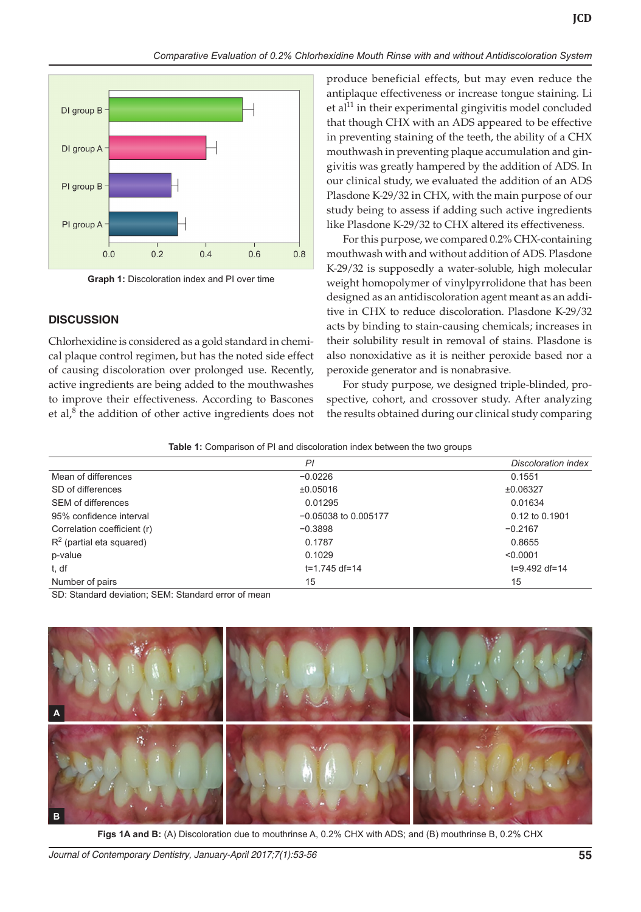Graph 1: Discoloration index and PI over time

## DISCUSSION

Chlorhexidine is considered as a gold standard in chemical plaque control regimen, but has the noted side effect of causing discoloration over prolonged use. Recently, active ingredients are being added to the mouthwashes to improve their effectiveness. According to Bascones et al,[8] the addition of other active ingredients does not produce beneficial effects, but may even reduce the antiplaque effectiveness or increase tongue staining. Li et al[11] in their experimental gingivitis model concluded that though CHX with an ADS appeared to be effective in preventing staining of the teeth, the ability of a CHX mouthwash in preventing plaque accumulation and gingivitis was greatly hampered by the addition of ADS. In our clinical study, we evaluated the addition of an ADS Plasdone K-29/32 in CHX, with the main purpose of our study being to assess if adding such active ingredients like Plasdone K-29/32 to CHX altered its effectiveness.

For this purpose, we compared 0.2% CHX-containing mouthwash with and without addition of ADS. Plasdone K-29/32 is supposedly a water-soluble, high molecular weight homopolymer of vinylpyrrolidone that has been designed as an antidiscoloration agent meant as an additive in CHX to reduce discoloration. Plasdone K-29/32 acts by binding to stain-causing chemicals; increases in their solubility result in removal of stains. Plasdone is also nonoxidative as it is neither peroxide based nor a peroxide generator and is nonabrasive.

For study purpose, we designed triple-blinded, prospective, cohort, and crossover study. After analyzing the results obtained during our clinical study comparing

**Table 1:** Comparison of PI and discoloration index between the two groups

| | *PI* | *Discoloration index* |
|---|---|---|
| Mean of differences | −0.0226 | 0.1551 |
| SD of differences | ±0.05016 | ±0.06327 |
| SEM of differences | 0.01295 | 0.01634 |
| 95% confidence interval | −0.05038 to 0.005177 | 0.12 to 0.1901 |
| Correlation coefficient (r) | −0.3898 | −0.2167 |
| $R^2$ (partial eta squared) | 0.1787 | 0.8655 |
| p-value | 0.1029 | <0.0001 |
| t, df | t=1.745 df=14 | t=9.492 df=14 |
| Number of pairs | 15 | 15 |

SD: Standard deviation; SEM: Standard error of mean

**Figs 1A and B:** (A) Discoloration due to mouthrinse A, 0.2% CHX with ADS; and (B) mouthrinse B, 0.2% CHX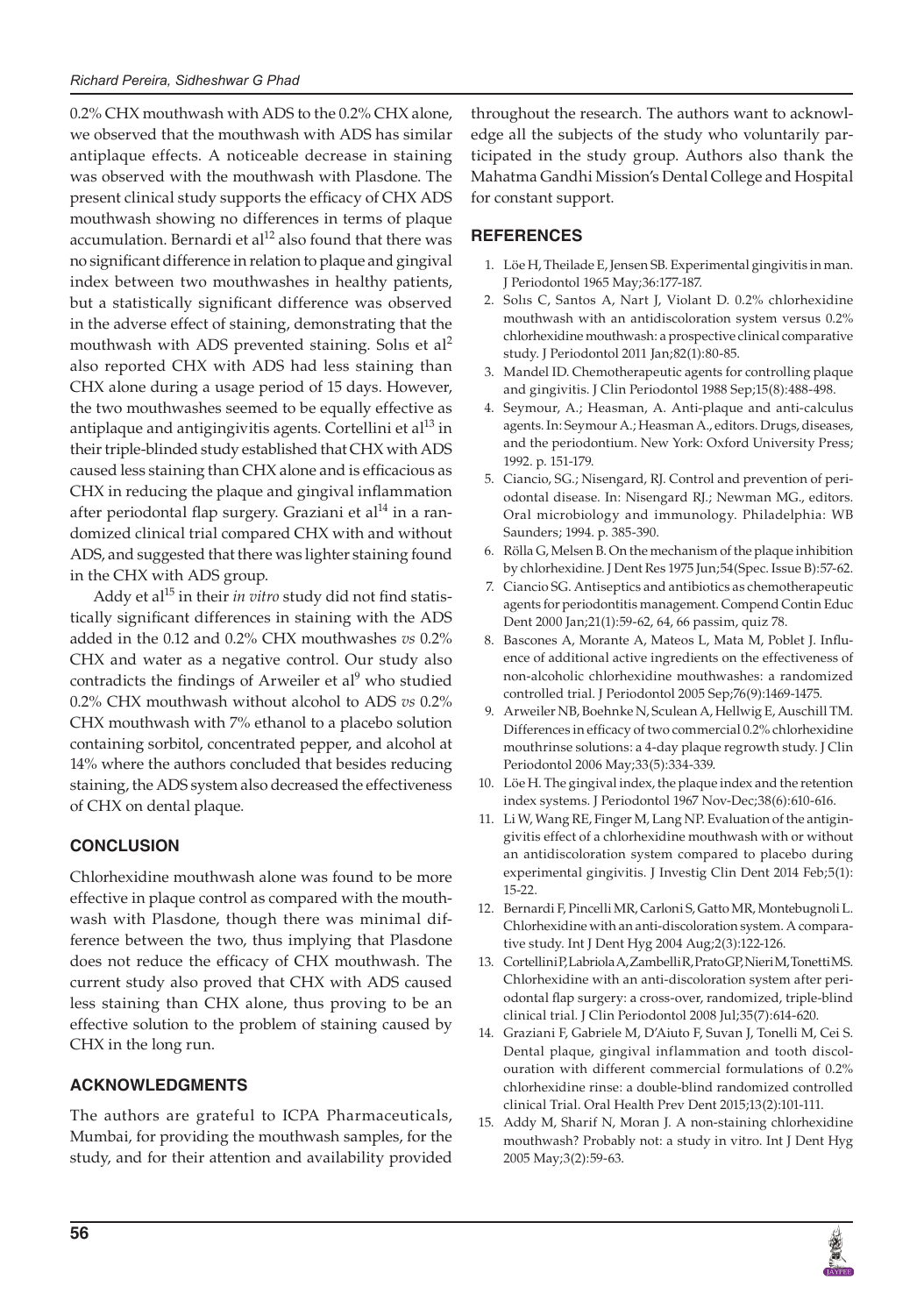0.2% CHX mouthwash with ADS to the 0.2% CHX alone, we observed that the mouthwash with ADS has similar antiplaque effects. A noticeable decrease in staining was observed with the mouthwash with Plasdone. The present clinical study supports the efficacy of CHX ADS mouthwash showing no differences in terms of plaque accumulation. Bernardi et al[12] also found that there was no significant difference in relation to plaque and gingival index between two mouthwashes in healthy patients, but a statistically significant difference was observed in the adverse effect of staining, demonstrating that the mouthwash with ADS prevented staining. Solıs et al[2] also reported CHX with ADS had less staining than CHX alone during a usage period of 15 days. However, the two mouthwashes seemed to be equally effective as antiplaque and antigingivitis agents. Cortellini et al[13] in their triple-blinded study established that CHX with ADS caused less staining than CHX alone and is efficacious as CHX in reducing the plaque and gingival inflammation after periodontal flap surgery. Graziani et al[14] in a randomized clinical trial compared CHX with and without ADS, and suggested that there was lighter staining found in the CHX with ADS group.

Addy et al[15] in their *in vitro* study did not find statistically significant differences in staining with the ADS added in the 0.12 and 0.2% CHX mouthwashes *vs* 0.2% CHX and water as a negative control. Our study also contradicts the findings of Arweiler et al[9] who studied 0.2% CHX mouthwash without alcohol to ADS *vs* 0.2% CHX mouthwash with 7% ethanol to a placebo solution containing sorbitol, concentrated pepper, and alcohol at 14% where the authors concluded that besides reducing staining, the ADS system also decreased the effectiveness of CHX on dental plaque.

## CONCLUSION

Chlorhexidine mouthwash alone was found to be more effective in plaque control as compared with the mouthwash with Plasdone, though there was minimal difference between the two, thus implying that Plasdone does not reduce the efficacy of CHX mouthwash. The current study also proved that CHX with ADS caused less staining than CHX alone, thus proving to be an effective solution to the problem of staining caused by CHX in the long run.

## ACKNOWLEDGMENTS

The authors are grateful to ICPA Pharmaceuticals, Mumbai, for providing the mouthwash samples, for the study, and for their attention and availability provided throughout the research. The authors want to acknowledge all the subjects of the study who voluntarily participated in the study group. Authors also thank the Mahatma Gandhi Mission's Dental College and Hospital for constant support.

## REFERENCES

1. Löe H, Theilade E, Jensen SB. Experimental gingivitis in man. J Periodontol 1965 May;36:177-187.
2. Solıs C, Santos A, Nart J, Violant D. 0.2% chlorhexidine mouthwash with an antidiscoloration system versus 0.2% chlorhexidine mouthwash: a prospective clinical comparative study. J Periodontol 2011 Jan;82(1):80-85.
3. Mandel ID. Chemotherapeutic agents for controlling plaque and gingivitis. J Clin Periodontol 1988 Sep;15(8):488-498.
4. Seymour, A.; Heasman, A. Anti-plaque and anti-calculus agents. In: Seymour A.; Heasman A., editors. Drugs, diseases, and the periodontium. New York: Oxford University Press; 1992. p. 151-179.
5. Ciancio, SG.; Nisengard, RJ. Control and prevention of periodontal disease. In: Nisengard RJ.; Newman MG., editors. Oral microbiology and immunology. Philadelphia: WB Saunders; 1994. p. 385-390.
6. Rölla G, Melsen B. On the mechanism of the plaque inhibition by chlorhexidine. J Dent Res 1975 Jun;54(Spec. Issue B):57-62.
7. Ciancio SG. Antiseptics and antibiotics as chemotherapeutic agents for periodontitis management. Compend Contin Educ Dent 2000 Jan;21(1):59-62, 64, 66 passim, quiz 78.
8. Bascones A, Morante A, Mateos L, Mata M, Poblet J. Influence of additional active ingredients on the effectiveness of non-alcoholic chlorhexidine mouthwashes: a randomized controlled trial. J Periodontol 2005 Sep;76(9):1469-1475.
9. Arweiler NB, Boehnke N, Sculean A, Hellwig E, Auschill TM. Differences in efficacy of two commercial 0.2% chlorhexidine mouthrinse solutions: a 4-day plaque regrowth study. J Clin Periodontol 2006 May;33(5):334-339.
10. Löe H. The gingival index, the plaque index and the retention index systems. J Periodontol 1967 Nov-Dec;38(6):610-616.
11. Li W, Wang RE, Finger M, Lang NP. Evaluation of the antigingivitis effect of a chlorhexidine mouthwash with or without an antidiscoloration system compared to placebo during experimental gingivitis. J Investig Clin Dent 2014 Feb;5(1):15-22.
12. Bernardi F, Pincelli MR, Carloni S, Gatto MR, Montebugnoli L. Chlorhexidine with an anti-discoloration system. A comparative study. Int J Dent Hyg 2004 Aug;2(3):122-126.
13. Cortellini P, Labriola A, Zambelli R, Prato GP, Nieri M, Tonetti MS. Chlorhexidine with an anti-discoloration system after periodontal flap surgery: a cross-over, randomized, triple-blind clinical trial. J Clin Periodontol 2008 Jul;35(7):614-620.
14. Graziani F, Gabriele M, D'Aiuto F, Suvan J, Tonelli M, Cei S. Dental plaque, gingival inflammation and tooth discolouration with different commercial formulations of 0.2% chlorhexidine rinse: a double-blind randomized controlled clinical Trial. Oral Health Prev Dent 2015;13(2):101-111.
15. Addy M, Sharif N, Moran J. A non-staining chlorhexidine mouthwash? Probably not: a study in vitro. Int J Dent Hyg 2005 May;3(2):59-63.